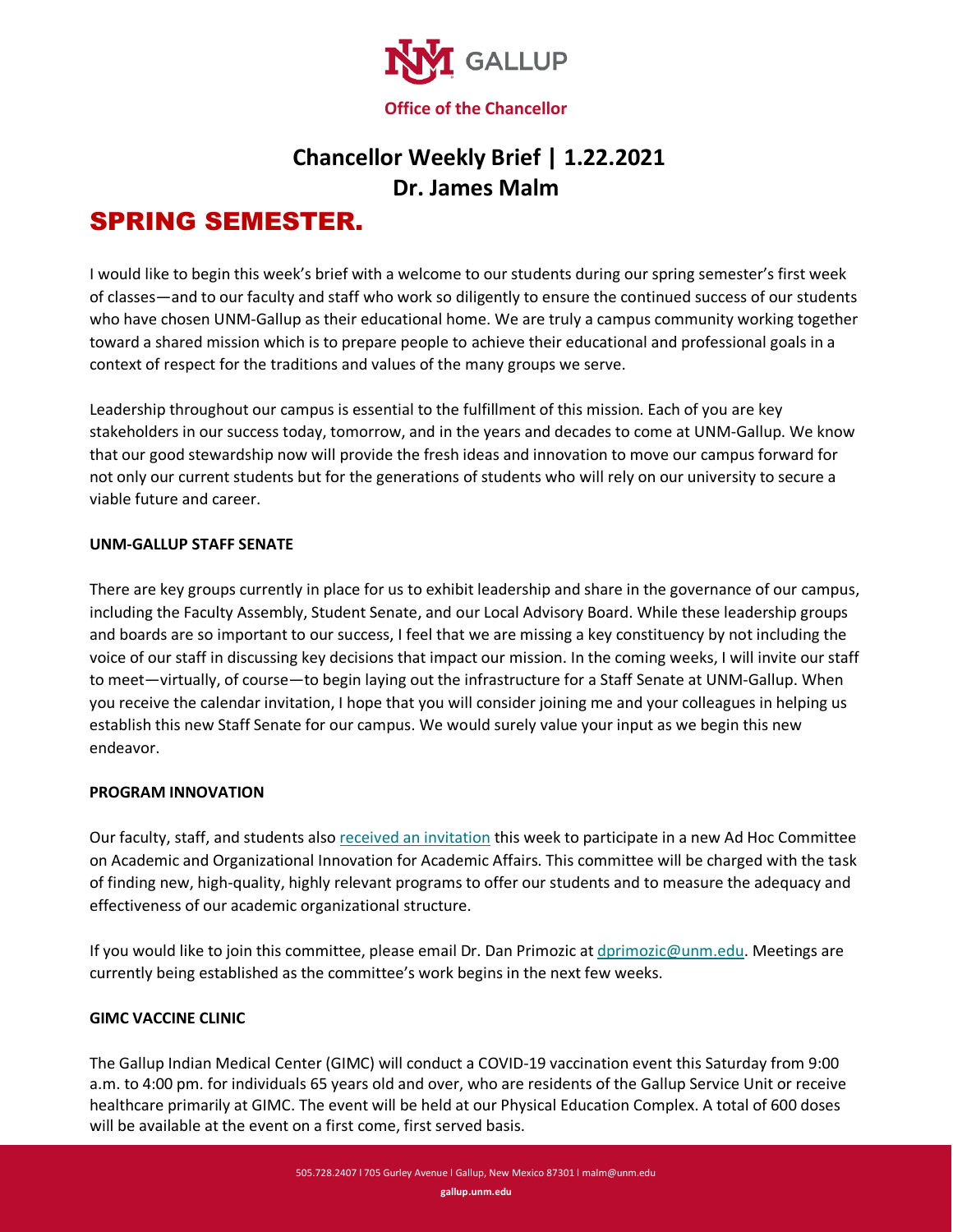GALLUP

**Office of the Chancellor**

# Chancellor Weekly Brief | 1.22.2021
# Dr. James Malm

## SPRING SEMESTER.

I would like to begin this week's brief with a welcome to our students during our spring semester's first week of classes—and to our faculty and staff who work so diligently to ensure the continued success of our students who have chosen UNM-Gallup as their educational home. We are truly a campus community working together toward a shared mission which is to prepare people to achieve their educational and professional goals in a context of respect for the traditions and values of the many groups we serve.

Leadership throughout our campus is essential to the fulfillment of this mission. Each of you are key stakeholders in our success today, tomorrow, and in the years and decades to come at UNM-Gallup. We know that our good stewardship now will provide the fresh ideas and innovation to move our campus forward for not only our current students but for the generations of students who will rely on our university to secure a viable future and career.

**UNM-GALLUP STAFF SENATE**

There are key groups currently in place for us to exhibit leadership and share in the governance of our campus, including the Faculty Assembly, Student Senate, and our Local Advisory Board. While these leadership groups and boards are so important to our success, I feel that we are missing a key constituency by not including the voice of our staff in discussing key decisions that impact our mission. In the coming weeks, I will invite our staff to meet—virtually, of course—to begin laying out the infrastructure for a Staff Senate at UNM-Gallup. When you receive the calendar invitation, I hope that you will consider joining me and your colleagues in helping us establish this new Staff Senate for our campus. We would surely value your input as we begin this new endeavor.

**PROGRAM INNOVATION**

Our faculty, staff, and students also received an invitation this week to participate in a new Ad Hoc Committee on Academic and Organizational Innovation for Academic Affairs. This committee will be charged with the task of finding new, high-quality, highly relevant programs to offer our students and to measure the adequacy and effectiveness of our academic organizational structure.

If you would like to join this committee, please email Dr. Dan Primozic at dprimozic@unm.edu. Meetings are currently being established as the committee's work begins in the next few weeks.

**GIMC VACCINE CLINIC**

The Gallup Indian Medical Center (GIMC) will conduct a COVID-19 vaccination event this Saturday from 9:00 a.m. to 4:00 pm. for individuals 65 years old and over, who are residents of the Gallup Service Unit or receive healthcare primarily at GIMC. The event will be held at our Physical Education Complex. A total of 600 doses will be available at the event on a first come, first served basis.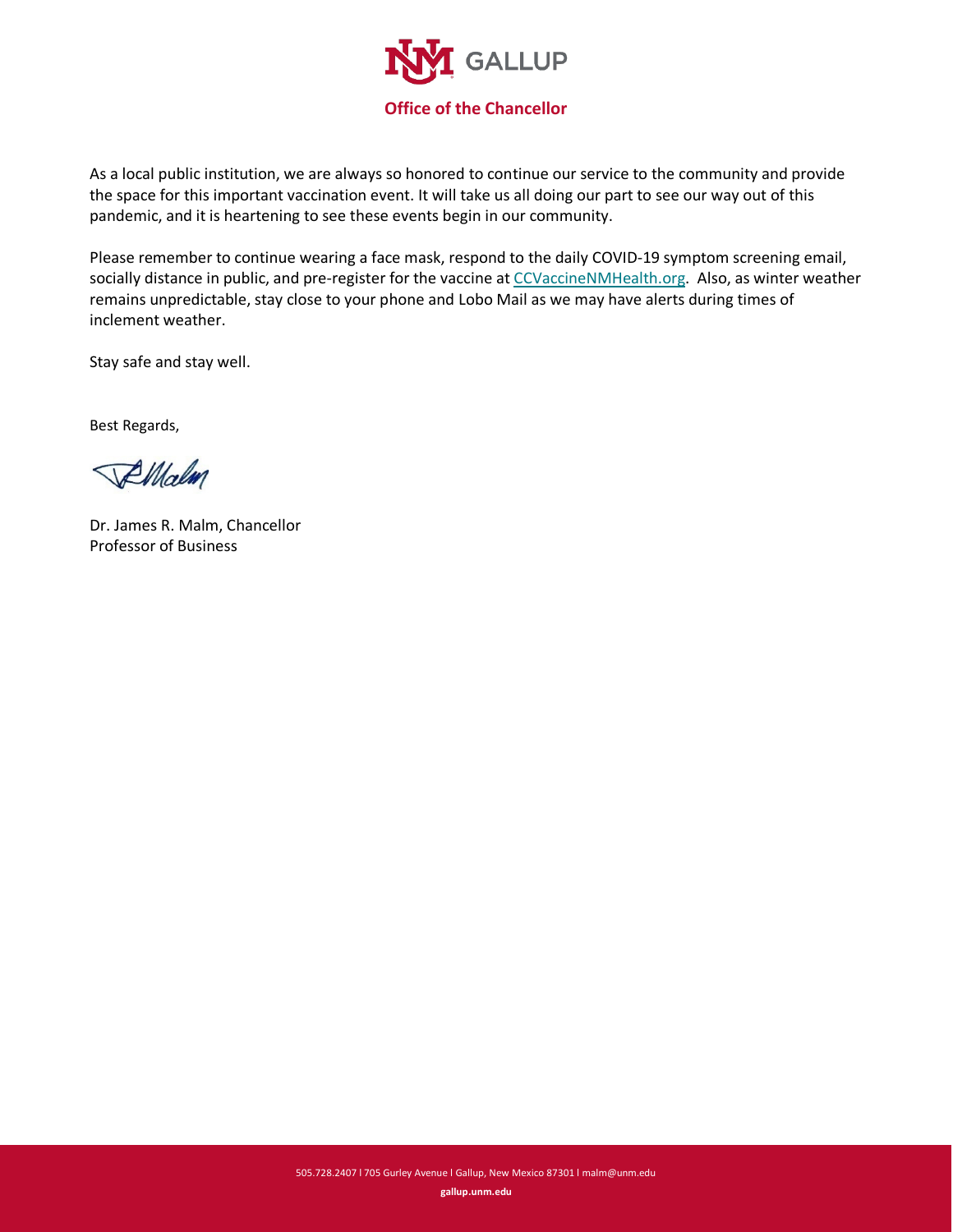**Office of the Chancellor**

As a local public institution, we are always so honored to continue our service to the community and provide the space for this important vaccination event. It will take us all doing our part to see our way out of this pandemic, and it is heartening to see these events begin in our community.

Please remember to continue wearing a face mask, respond to the daily COVID-19 symptom screening email, socially distance in public, and pre-register for the vaccine at CCVaccineNMHealth.org. Also, as winter weather remains unpredictable, stay close to your phone and Lobo Mail as we may have alerts during times of inclement weather.

Stay safe and stay well.

Best Regards,

Dr. James R. Malm, Chancellor
Professor of Business

505.728.2407 l 705 Gurley Avenue l Gallup, New Mexico 87301 l malm@unm.edu

gallup.unm.edu